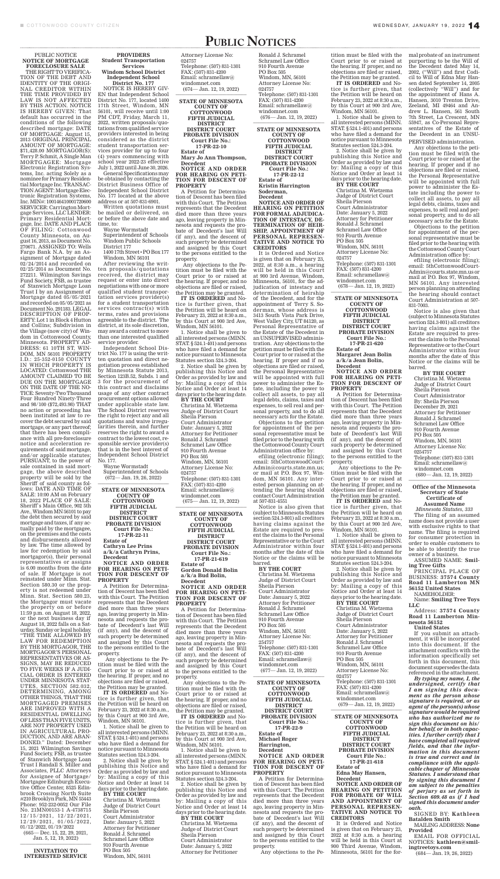# PUBLIC NOTICES

PUBLIC NOTICE

**NOTICE OF MORTGAGE FORECLOSURE SALE**

THE RIGHT TO VERIFICATION OF THE DEBT AND IDENTITY OF THE ORIGINAL CREDITOR WITHIN THE TIME PROVIDED BY LAW IS NOT AFFECTED BY THIS ACTION. NOTICE IS HEREBY GIVEN: That default has occurred in the conditions of the following described mortgage: DATE OF MORTGAGE: August 15, 2013 ORIGINAL PRINCIPAL AMOUNT OF MORTGAGE: $71,428.00 MORTGAGOR(S): Terry P. Schmit, A Single Man MORTGAGEE: Mortgage Electronic Registration Systems, Inc. acting Solely as a nominee for Primary Residential Mortgage Inc. TRANSACTION AGENT: Mortgage Electronic Registration Systems, Inc. MIN#: 100146410001720600 SERVICER: Carrington Mortgage Services, LLC LENDER: Primary Residential Mortgage, Inc. DATE AND PLACE OF FILING: Cottonwood County Minnesota, on August 16, 2013, as Document No. 270671. ASSIGNED TO: Wells Fargo Bank N.A. by an Assignment of Mortgage dated 02/24/2014 and recorded on 02/25/2014 as Document No. 272211. Wilmington Savings Fund Society, FSB, as trustee of Stanwich Mortgage Loan Trust I by an Assignment of Mortgage dated 05/05/2021 and recorded on 05/05/2021 as Document No. 291183. LEGAL DESCRIPTION OF PROPERTY: Lot 1 in Block 4 Hutton and Collins; Subdivision in the Village (now city) of Windom in Cottonwood County, Minnesota. PROPERTY ADDRESS: 61 10TH ST, WINDOM, MN 56101 PROPERTY I.D.: 25-352-0150 COUNTY IN WHICH PROPERTY IS LOCATED: Cottonwood THE AMOUNT CLAIMED TO BE DUE ON THE MORTGAGE ON THE DATE OF THE NOTICE: Seventy-Two Thousand Four Hundred Ninety-Three and 98/100 ($72,493.98) THAT no action or proceeding has been instituted at law to recover the debt secured by said mortgage, or any part thereof; that there has been compliance with all pre-foreclosure notice and acceleration requirements of said mortgage, and/or applicable statutes; PURSUANT, to the power of sale contained in said mortgage, the above described property will be sold by the Sheriff of said county as follows: DATE AND TIME OF SALE: 10:00 AM on February 18, 2022 PLACE OF SALE: Sheriff's Main Office, 902 5th Ave., Windom MN 56101 to pay the debt then secured by said mortgage and taxes, if any actually paid by the mortgagee, on the premises and the costs and disbursements allowed by law. The time allowed by law for redemption by said mortgagor(s), their personal representatives or assigns is 6.00 months from the date of sale. If Mortgage is not reinstated under Minn. Stat. Section 580.30 or the property is not redeemed under Minn. Stat. Section 580.23, the Mortgagor must vacate the property on or before 11:59 p.m. on August 18, 2022, or the next business day if August 18, 2022 falls on a Saturday, Sunday or legal holiday. "THE TIME ALLOWED BY LAW FOR REDEMPTION BY THE MORTGAGOR, THE MORTGAGOR'S PERSONAL REPRESENTATIVES OR ASSIGNS, MAY BE REDUCED TO FIVE WEEKS IF A JUDICIAL ORDER IS ENTERED UNDER MINNESOTA STATUTES, SECTION 582.032, DETERMINING, AMONG OTHER THINGS, THAT THE MORTGAGED PREMISES ARE IMPROVED WITH A RESIDENTIAL DWELLING OF LESS THAN FIVE UNITS, ARE NOT PROPERTY USED IN AGRICULTURAL PRODUCTION, AND ARE ABANDONED." Dated: December 15, 2021 Wilmington Savings Fund Society, FSB, as trustee of Stanwich Mortgage Loan Trust I Randall S. Miller and Associates, PLLC Attorneys for Assignee of Mortgage/Mortgagee Edinburgh Executive Office Center, 8525 Edinbrook Crossing North Suite #210 Brooklyn Park, MN 55443 Phone: 952-232-0052 Our File No. 21MN00153-1 A-4738715 12/15/2021, 12/22/2021, 12/29/2021, 01/05/2022, 01/12/2022, 01/19/2022

(665— Dec. 15, 22, 29, 2021, Jan. 5, 12, 19, 2022)

**INVITATION TO INTERESTED SERVICE PROVIDERS**

**Student Transportation Services**

**Windom School District Independent School District No. 177**

NOTICE IS HEREBY GIVEN that Independent School District No. 177, located 1400 17th Street, Windom, MN 56101, will receive until 1:00 PM CDT, Friday, March 11, 2022, written proposals/quotations from qualified service providers interested in being considered as the district student transportation services provider for up to four (4) years commencing with school year 2022-23 effective July 1, 2022 until June 30, 2026.

General Specifications may be obtained by contacting the District Business Office of Independent School District No. 177 located at the above address or at 507-831-6901.

Written quotations must be mailed or delivered, on or before the above date and time, to:

Wayne Wormstadt
Superintendent of Schools
Windom Public Schools
District 177
1400 17th Street • PO Box 177
Windom, MN 56101

After reviewing the written proposals/quotations received, the district may request or enter into direct negotiations with one or more qualified student transportation services provider(s) for a student transportation services contract(s) with terms, rates and provisions agreeable to the district. The district, at its sole discretion, may award a contract to more than one interested qualified service provider.

Independent School District No. 177 is using the written quotation and direct negotiation process established by Minnesota Statute 2013, Section 123B.52, Subds. 1 and 3 for the procurement of this contract and disclaims usage of any other contract procurement options allowed under applicable state law. The School District reserves the right to reject any and all quotations and waive irregularities therein, and further reserves the right to award a contract to the lowest cost, responsible service provider(s) that is in the best interest of Independent School District No. 177.

Wayne Wormstadt
Superintendent of Schools
(672— Jan. 19, 26, 2022)

**STATE OF MINNESOTA COUNTY OF COTTONWOOD FIFTH JUDICIAL DISTRICT DISTRICT COURT PROBATE DIVISION Court File No.: 17-PR-22-11**

**Estate of Cathryn Lee Prins a/k/a Cathryn Prins, Decedent**

**NOTICE AND ORDER FOR HEARING ON PETITION FOR DESCENT OF PROPERTY**

A Petition for Determination of Descent has been filed with this Court. The Petition represents that the Decedent died more than three years ago, leaving property in Minnesota and requests the probate of Decedent's last Will (if any), and the descent of such property be determined and assigned by this Court to the persons entitled to the property.

Any objections to the Petition must be filed with the Court prior to or raised at the hearing. If proper, and no objections are filed or raised, the Petition may be granted.

**IT IS ORDERED** and Notice is further given, that the Petition will be heard on February 23, 2022 at 8:30 a.m., by this Court at 900 3rd Ave, Windom, MN 56101.

1. Notice shall be given to all interested persons (MINN. STAT. § 524.1-401) and persons who have filed a demand for notice pursuant to Minnesota Statutes section 524.3-204.

2. Notice shall be given by publishing this Notice and Order as provided by law and by: Mailing a copy of this Notice and Order at least 14 days prior to the hearing date.

**BY THE COURT**
Christina M. Wietzema
Judge of District Court
Sheila Pierson
Court Administrator
Date: January 5, 2022
Attorney for Petitioner
Ronald J. Schramel
Schramel Law Office
910 Fourth Avenue
PO Box 505
Windom, MN 56101
Attorney License No: 024757
Telephone: (507) 831-1301
FAX: (507) 831-4200
Email: schramellaw@windomnet.com
(674— Jan. 12, 19, 2022)

**STATE OF MINNESOTA COUNTY OF COTTONWOOD FIFTH JUDICIAL DISTRICT DISTRICT COURT PROBATE DIVISION Court File No.: 17-PR-22-10**

**Estate of Mary Jo Ann Thompson, Decedent**

**NOTICE AND ORDER FOR HEARING ON PETITION FOR DESCENT OF PROPERTY**

A Petition for Determination of Descent has been filed with this Court. The Petition represents that the Decedent died more than three years ago, leaving property in Minnesota and requests the probate of Decedent's last Will (if any), and the descent of such property be determined and assigned by this Court to the persons entitled to the property.

Any objections to the Petition must be filed with the Court prior to or raised at the hearing. If proper, and no objections are filed or raised, the Petition may be granted.

**IT IS ORDERED** and Notice is further given, that the Petition will be heard on February 23, 2022 at 8:30 a.m., by this Court at 900 3rd Ave, Windom, MN 56101.

1. Notice shall be given to all interested persons (MINN. STAT. § 524.1-401) and persons who have filed a demand for notice pursuant to Minnesota Statutes section 524.3-204.

2. Notice shall be given by publishing this Notice and Order as provided by law and by: Mailing a copy of this Notice and Order at least 14 days prior to the hearing date.

**BY THE COURT**
Christina M. Wietzema
Judge of District Court
Sheila Pierson
Court Administrator
Date: January 5, 2022
Attorney for Petitioner
Ronald J. Schramel
Schramel Law Office
910 Fourth Avenue
PO Box 505
Windom, MN 56101
Attorney License No: 024757
Telephone: (507) 831-1301
FAX: (507) 831-4200
Email: schramellaw@windomnet.com
(675— Jan. 12, 19, 2022)

**STATE OF MINNESOTA COUNTY OF COTTONWOOD FIFTH JUDICIAL DISTRICT DISTRICT COURT PROBATE DIVISION Court File No.: 17-PR-21-619**

**Estate of Gordon Donald Bolin a/k/a Bud Bolin, Decedent**

**NOTICE AND ORDER FOR HEARING ON PETITION FOR DESCENT OF PROPERTY**

A Petition for Determination of Descent has been filed with this Court. The Petition represents that the Decedent died more than three years ago, leaving property in Minnesota and requests the probate of Decedent's last Will (if any), and the descent of such property be determined and assigned by this Court to the persons entitled to the property.

Any objections to the Petition must be filed with the Court prior to or raised at the hearing. If proper, and no objections are filed or raised, the Petition may be granted.

**IT IS ORDERED** and Notice is further given, that the Petition will be heard on February 23, 2022 at 8:30 a.m., by this Court at 900 3rd Ave, Windom, MN 56101.

1. Notice shall be given to all interested persons (MINN. STAT. § 524.1-401) and persons who have filed a demand for notice pursuant to Minnesota Statutes section 524.3-204.

2. Notice shall be given by publishing this Notice and Order as provided by law and by: Mailing a copy of this Notice and Order at least 14 days prior to the hearing date.

**BY THE COURT**
Christina M. Wietzema
Judge of District Court
Sheila Pierson
Court Administrator
Date: January 5, 2022
Attorney for Petitioner
Ronald J. Schramel
Schramel Law Office
910 Fourth Avenue
PO Box 505
Windom, MN 56101
Attorney License No: 024757
Telephone: (507) 831-1301
FAX: (507) 831-4200
Email: schramellaw@windomnet.com
(676— Jan. 12, 19, 2022)

**STATE OF MINNESOTA COUNTY OF COTTONWOOD FIFTH JUDICIAL DISTRICT DISTRICT COURT PROBATE DIVISION Court File No.: 17-PR-22-12**

**Estate of Kristin Harrington Soderman, Decedent**

**NOTICE AND ORDER OF HEARING ON PETITION FOR FORMAL ADJUDICATION OF INTESTACY, DETERMINATION OF HEIRSHIP, APPOINTMENT OF PERSONAL REPRESENTATIVE AND NOTICE TO CREDITORS**

It is Ordered and Notice is given that on February 23, 2022, at 8:30 a.m., a hearing will be held in this Court at 900 3rd Avenue, Windom, Minnesota, 56101, for the adjudication of intestacy and determination of heirship of the Decedent, and for the appointment of Terry S. Soderman, whose address is 3413 South Vista Park Drive, West Valley City, UT 84120, as Personal Representative of the Estate of the Decedent in an UNSUPERVISED administration. Any objections to the petition must be filed with the Court prior to or raised at the hearing. If proper and if no objections are filed or raised, the Personal Representative will be appointed with full power to administer the Estate, including the power to collect all assets, to pay all legal debts, claims, taxes and expenses, to sell real and personal property, and to do all necessary acts for the Estate.

Objections to the petition for appointment of the personal representative must be filed prior to the hearing with the Cottonwood County Court Administration office by:

efiling (electronic filing); email: 5thCottonwoodCourtAdmin@courts.state.mn.us; or mail at P.O. Box 97, Windom, MN 56101. Any interested person planning on attending the hearing should contact Court Administration at 507-831-4551

Notice is also given that (subject to Minnesota Statutes section 524.3-801) all creditors having claims against the Estate are required to present the claims to the Personal Representative or to the Court Administrator within four months after the date of this Notice or the claims will be barred.

**BY THE COURT**
Christina M. Wietzema
Judge of District Court
Sheila Pierson
Court Administrator
Date: January 5, 2022
Attorney for Petitioner
Ronald J. Schramel
Schramel Law Office
910 Fourth Avenue
PO Box 505
Windom, MN 56101
Attorney License No: 25757
Telephone: (507) 831-1301
FAX: (507) 831-4200
Email: schramellaw@windomnet.com
(677— Jan. 12, 19, 2022)

**STATE OF MINNESOTA COUNTY OF COTTONWOOD FIFTH JUDICIAL DISTRICT DISTRICT COURT PROBATE DIVISION Court File No.: 17-PR-22-9**

**Estate of Michael Roger Harrington, Decedent**

**NOTICE AND ORDER FOR HEARING ON PETITION FOR DESCENT OF PROPERTY**

A Petition for Determination of Descent has been filed with this Court. The Petition represents that the Decedent died more than three years ago, leaving property in Minnesota and requests the probate of Decedent's last Will (if any), and the descent of such property be determined and assigned by this Court to the persons entitled to the property.

Any objections to the Petition must be filed with the Court prior to or raised at the hearing. If proper, and no objections are filed or raised, the Petition may be granted.

**IT IS ORDERED** and Notice is further given, that the Petition will be heard on February 23, 2022 at 8:30 a.m., by this Court at 900 3rd Ave, Windom, MN 56101.

1. Notice shall be given to all interested persons (MINN. STAT. § 524.1-401) and persons who have filed a demand for notice pursuant to Minnesota Statutes section 524.3-204.

2. Notice shall be given by publishing this Notice and Order as provided by law and by: Mailing a copy of this Notice and Order at least 14 days prior to the hearing date.

**BY THE COURT**
Christina M. Wietzema
Judge of District Court
Sheila Pierson
Court Administrator
Date: January 5, 2022
Attorney for Petitioner
Ronald J. Schramel
Schramel Law Office
910 Fourth Avenue
PO Box 505
Windom, MN 56101
Attorney License No: 024757
Telephone: (507) 831-1301
FAX: (507) 831-4200
Email: schramellaw@windomnet.com
(678— Jan. 12, 19, 2022)

**STATE OF MINNESOTA COUNTY OF COTTONWOOD FIFTH JUDICIAL DISTRICT DISTRICT COURT PROBATE DIVISION Court File No.: 17-PR-21-620**

**Estate of Margaret Jean Bolin a/k/a Jean Bolin, Decedent**

**NOTICE AND ORDER FOR HEARING ON PETITION FOR DESCENT OF PROPERTY**

A Petition for Determination of Descent has been filed with this Court. The Petition represents that the Decedent died more than three years ago, leaving property in Minnesota and requests the probate of Decedent's last Will (if any), and the descent of such property be determined and assigned by this Court to the persons entitled to the property.

Any objections to the Petition must be filed with the Court prior to or raised at the hearing. If proper, and no objections are filed or raised, the Petition may be granted.

**IT IS ORDERED** and Notice is further given, that the Petition will be heard on February 23, 2022 at 8:30 a.m., by this Court at 900 3rd Ave, Windom, MN 56101.

1. Notice shall be given to all interested persons (MINN. STAT. § 524.1-401) and persons who have filed a demand for notice pursuant to Minnesota Statutes section 524.3-204.

2. Notice shall be given by publishing this Notice and Order as provided by law and by: Mailing a copy of this Notice and Order at least 14 days prior to the hearing date.

**BY THE COURT**
Christina M. Wietzema
Judge of District Court
Sheila Pierson
Court Administrator
Date: January 5, 2022
Attorney for Petitioner
Ronald J. Schramel
Schramel Law Office
910 Fourth Avenue
PO Box 505
Windom, MN 56101
Attorney License No: 024757
Telephone: (507) 831-1301
FAX: (507) 831-4200
Email: schramellaw@windomnet.com
(679— Jan. 12, 19, 2022)

**STATE OF MINNESOTA COUNTY OF COTTONWOOD FIFTH JUDICIAL DISTRICT DISTRICT COURT PROBATE DIVISION Court File No.: 17-PR-21-618**

**Estate of Edna May Hansen, Decedent**

**NOTICE AND ORDER OF HEARING ON PETITION FOR PROBATE OF WILL AND APPOINTMENT OF PERSONAL REPRESENTATIVE AND NOTICE TO CREDITORS**

It is Ordered and Notice is given that on February 23, 2022 at 8:30 a.m., a hearing will be held in this Court at 900 Third Avenue, Windom, Minnesota, 56101 for the formal probate of an instrument purporting to be the Will of the Decedent dated May 14, 2002, ("Will") and first Codicil to Will of Edna May Hansen dated September 14, 2005 (collectively "Will") and for the appointment of Hans A. Hansen, 3010 Trenton Drive, Zeeland, MI 49464 and Andrew L. Hansen, 561 South 7th Street, La Crescent, MN 55947, as Co-Personal Representatives of the Estate of the Decedent in an UNSUPERVISED administration.

Any objections to the petition must be filed with the Court prior to or raised at the hearing. If proper and if no objections are filed or raised, the Personal Representative will be appointed with full power to administer the Estate including the power to collect all assets, to pay all legal debts, claims, taxes and expenses, to sell real and personal property, and to do all necessary acts for the Estate.

Objections to the petition for appointment of the personal representative must be filed prior to the hearing with the Cottonwood County Court Administration office by:

efiling (electronic filing); email: 5thCottonwoodCourtAdmin@courts.state.mn.us or mail at P.O. Box 97, Windom, MN 56101. Any interested person planning on attending the hearing should contact Court Administration at 507-831-7003.

Notice is also given that (subject to Minnesota Statutes section 524.3-801) all creditors having claims against the Estate are required to present the claims to the Personal Representative or to the Court Administrator within four months after the date of this Notice or the claims will be barred.

**BY THE COURT**
Christina M. Wietzema
Judge of District Court
Sheila Pierson
Court Administrator
By: Sheila Pierson
December 29, 2021
Attorney for Petitioner
Ronald J. Schramel
Schramel Law Office
910 Fourth Avenue
PO Box 505
Windom, MN 56101
Attorney License No: 0254757
Telephone: (507) 831-1301
Email: schramellaw@windomnet.com
(680— Jan. 12, 19, 2022)

**Office of the Minnesota Secretary of State Certificate of Assumed Name**

*Minnesota Statutes, 333*

The filing of an assumed name does not provide a user with exclusive rights to that name. The filing is required for consumer protection in order to enable customers to be able to identify the true owner of a business.

ASSUMED NAME: **Smiling Tree Gifts**

PRINCIPAL PLACE OF BUSINESS: **37574 County Road 11 Lamberton MN 56152 United States**

NAMEHOLDER:

Name: **Smiling Tree Toys LLC**

Address: **37574 County Road 11 Lamberton Minnesota 56152 United States**

If you submit an attachment, it will be incorporated into this document. If the attachment conflicts with the information specifically set forth in this document, this document supersedes the data referenced in the attachment.

***By typing my name, I, the undersigned, certify that I am signing this document as the person whose signature is required, or as agent of the person(s) whose signature would be required who has authorized me to sign this document on his/her behalf, or in both capacities. I further certify that I have completed all required fields, and that the information in this document is true and correct and in compliance with the applicable chapter of Minnesota Statutes. I understand that by signing this document I am subject to the penalties of perjury as set forth in Section 609.48 as if I had signed this document under oath.***

SIGNED BY: **Kathleen Batalden Smith**

MAILING ADDRESS: **None Provided**

EMAIL FOR OFFICIAL NOTICES: **kathleen@smilingtreetoys.com**

(684— Jan. 19, 26, 2022)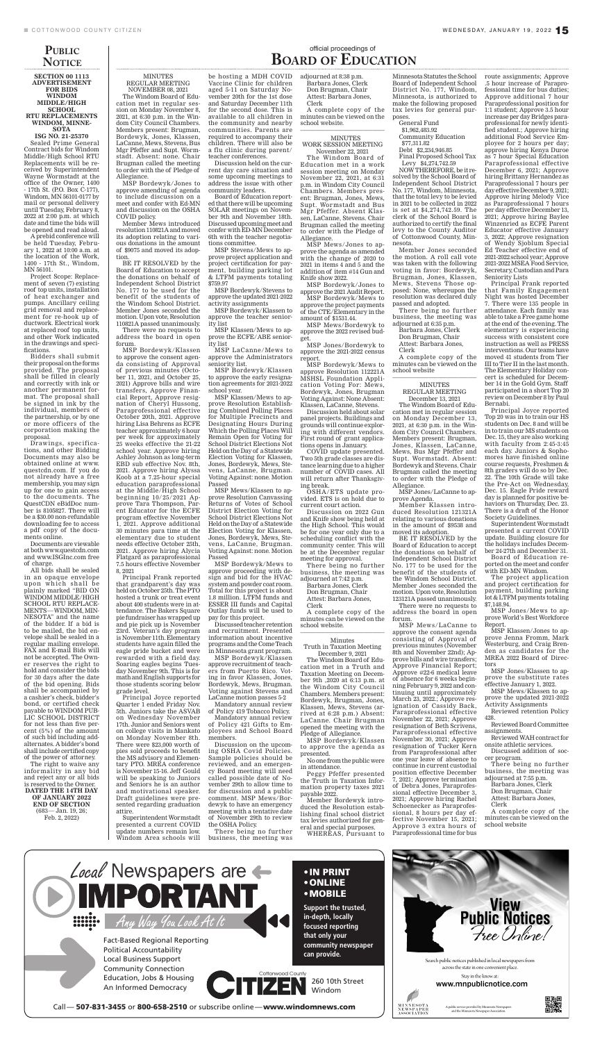# Public Notice

**SECTION 00 1113 ADVERTISEMENT FOR BIDS WINDOM MIDDLE/HIGH SCHOOL RTU REPLACEMENTS WINDOM, MINNESOTA ISG NO. 21-25370**

Sealed Prime General Contract bids for Windom Middle/High School RTU Replacements will be received by Superintendent Wayne Wormstadt at the office of the Owner, 1400 - 17th St. (P.O. Box C-177), Windom, MN 56101-0177 by mail or personal delivery until Tuesday, February 8, 2022 at 2:00 p.m. at which date and time the bids will be opened and read aloud.

A prebid conference will be held Tuesday, February 1, 2022 at 10:00 a.m. at the location of the Work, 1400 - 17th St., Windom, MN 56101.

Project Scope: Replacement of seven (7) existing roof top units, installation of heat exchanger and pumps. Ancillary ceiling grid removal and replacement for re-hook up of ductwork. Electrical work at replaced roof top units, and other Work indicated in the drawings and specifications.

Bidders shall submit their proposal on the forms provided. The proposal shall be filled in clearly and correctly with ink or another permanent format. The proposal shall be signed in ink by the individual, members of the partnership, or by one or more officers of the corporation making the proposal.

Drawings, specifications, and other Bidding Documents may also be obtained online at www.questcdn.com. If you do not already have a free membership, you may sign up for one to gain access to the documents. The QuestCDN eBidDoc number is 8105827. There will be a $30.00 non-refundable downloading fee to access a pdf copy of the documents online.

Documents are viewable at both www.questcdn.com and www.ISGInc.com free of charge.

All bids shall be sealed in an opaque envelope upon which shall be plainly marked "BID ON WINDOM MIDDLE/HIGH SCHOOL RTU REPLACEMENTS — WINDOM, MINNESOTA" and the name of the bidder. If a bid is to be mailed, the bid envelope shall be sealed in a regular mailing envelope. FAX and E-mail Bids will not be accepted. The Owner reserves the right to hold and consider the bids for 30 days after the date of the bid opening. Bids shall be accompanied by a cashier's check, bidder's bond, or certified check payable to WINDOM PUBLIC SCHOOL DISTRICT for not less than five percent (5%) of the amount of such bid including add alternates. A bidder's bond shall include certified copy of the power of attorney.

The right to waive any informality in any bid and reject any or all bids is reserved to the Owner.

**DATED THE 14TH DAY OF JANUARY 2022**

**END OF SECTION**

(683— Jan. 19, 26; Feb. 2, 2022)

# official proceedings of Board of Education

## MINUTES REGULAR MEETING NOVEMBER 08, 2021

The Windom Board of Education met in regular session on Monday November 8, 2021, at 6:30 p.m. in the Windom City Council Chambers. Members present: Brugman, Bordewyk, Jones, Klassen, LaCanne, Mews, Stevens, Bus Mgr Pfeffer and Supt. Wormstadt. Absent: none. Chair Brugman called the meeting to order with the of Pledge of Allegiance.

MSP Bordewyk/Jones to approve amending of agenda to include discussion on a meet and confer with Ed-MN and discussion on the OSHA COVID policy.

Member Mews introduced resolution 110821A and moved its adoption relating to various donations in the amount of $9075 and moved its adoption.

BE IT RESOLVED by the Board of Education to accept the donations on behalf of Independent School District No. 177 to be used for the benefit of the students of the Windom School District. Member Jones seconded the motion. Upon vote, Resolution 110821A passed unanimously.

There were no requests to address the board in open forum.

MSP Bordewyk/Klassen to approve the consent agenda consisting of Approval of previous minutes (October 11, 2021, and October 25, 2021) Approve bills and wire transfers, Approve Financial Report, Approve resignation of Cheryl Hussong, Paraprofessional effective October 20th, 2021. Approve hiring Lisa Behrens as ECFE teacher approximately 6 hour per week for approximately 25 weeks effective the 21-22 school year. Approve hiring Ashley Johnson as long-term EBD sub effective Nov. 8th, 2021. Approve hiring Alyssa Koob at a 7.25-hour special education paraprofessional at the Middle/High School beginning 10/25/2021 Approve Tara Thompson, Parent Educator for the ECFE program effective November 1, 2021. Approve additional 30 minutes para time at the elementary due to student needs effective October 25th, 2021. Approve hiring Alycia Flatgard as paraprofessional 7.5 hours effective November 8, 2021

Principal Frank reported that grandparent's day was held on October 25th. The PTO hosted a trunk or treat event about 400 students were in attendance. The Bakers Square pie fundraiser has wrapped up and pie pick up is November 23rd. Veteran's day program is November 11th. Elementary students have again filled the eagle pride bucket and were rewarded with a field day. Soaring eagles begins Tuesday November 9th. This is for math and English supports for those students scoring below grade level.

Principal Joyce reported Quarter 1 ended Friday Nov. 5th. Juniors take the ASVAB on Wednesday November 17th. Junior and Seniors went on college visits in Mankato on Monday November 8th. There were $23,000 worth of pies sold proceeds to benefit the MS advisory and Elementary PTO. MREA conference is November 15-16. Jeff Gould will be speaking to Juniors and Seniors he is an author and motivational speaker. Draft guidelines were presented regarding graduation attire.

Superintendent Wormstadt presented a current COVID update numbers remain low. Windom Area schools will be hosting a MDH COVID Vaccine Clinic for children aged 5-11 on Saturday November 20th for the 1st dose and Saturday December 11th for the second dose. This is available to all children in the community and nearby communities. Parents are required to accompany their children. There will also be a flu clinic during parent/teacher conferences.

Discussion held on the current day care situation and some upcoming meetings to address the issue with other community leaders.

Board of Education reported that there will be upcoming SOLAR meetings on November 9th and November 18th. Discussed upcoming meet and confer with ED-MN December 6th with the teacher negotiations committee.

MSP Stevens/Mews to approve project application and project certification for payment, building parking lot & LTFM payments totaling $759.97

MSP Bordewyk/Stevens to approve the updated 2021-2022 activity assignments

MSP Bordewyk/Klassen to approve the teacher seniority list

MSP Klassen/Mews to approve the ECFE/ABE seniority list

MSP LaCanne/Mews to approve the Administrators seniority list.

MSP Bordewyk/Klassen to approve the early resignation agreements for 2021-2022 school year.

MSP Klassen/Mews to approve Resolution Establishing Combined Polling Places for Multiple Precincts and Designating Hours During Which the Polling Places Will Remain Open for Voting for School District Elections Not Held on the Day of a Statewide Election Voting for Klassen, Jones, Bordewyk, Mews, Stevens, LaCanne, Brugman. Voting Against: none. Motion Passed

MSP Mews/Klassen to approve Resolution Canvassing Returns of Votes of School District Election Voting for School District Elections Not Held on the Day of a Statewide Election Voting for Klassen, Jones, Bordewyk, Mews, Stevens, LaCanne, Brugman. Voting Against: none. Motion Passed

MSP Bordewyk/Mews to approve proceeding with design and bid for the HVAC system and powder coat room. Total for this project is about 1.8 million. LTFM funds and ESSER III funds and Capital Outlay funds will be used to pay for this project.

Discussed teacher retention and recruitment. Presented information about incentive programs and the Come Teach in Minnesota grant program.

MSP Bordewyk/Klassen approve recruitment of teachers from Puerto Rico. Voting in favor Klassen, Jones, Bordewyk, Mews, Brugman. Voting against Stevens and LaCanne motion passes 5-2

Mandatory annual review of Policy 419 Tobacco Policy.

Mandatory annual review of Policy 421 Gifts to Employees and School Board members.

Discussion on the upcoming OSHA Covid Policies. Sample policies should be reviewed, and an emergency Board meeting will need called possible date of November 29th to allow time to for discussion and a public comment. MSP Mews/Bordewyk to have an emergency meeting with a tentative date of November 29th to review the OSHA Policy.

There being no further business, the meeting was adjourned at 8:38 p.m.

Barbara Jones, Clerk
Don Brugman, Chair
Attest: Barbara Jones, Clerk

A complete copy of the minutes can be viewed on the school website.

## MINUTES WORK SESSION MEETING November 22, 2021

The Windom Board of Education met in a work session meeting on Monday November 22, 2021, at 6:31 p.m. in Windom City Council Chambers. Members present: Brugman, Jones, Mews, Supt. Wormstadt and Bus Mgr Pfeffer. Absent Klassen, LaCanne, Stevens. Chair Brugman called the meeting to order with the Pledge of Allegiance.

MSP Mews/Jones to approve the agenda as amended with the change of 2020 to 2021 in items 4 and 5 and the addition of item #14 Gun and Knife show 2022.

MSP Bordewyk/Jones to approve the 2021 Audit Report.

MSP Bordewyk/Mews to approve the project payments of the CTE/Elementary in the amount of $1531.44.

MSP Mews/Bordewyk to approve the 2022 revised budget.

MSP Jones/Bordewyk to approve the 2021-2022 census report.

MSP Bordewyk/Mews to approve Resolution 112221A MSHSL Foundation Application Voting For: Mews, Bordewyk, Jones, Brugman Voting Against: None Absent: Klassen, LaCanne, Stevens.

Discussion held about solar panel projects. Buildings and grounds will continue exploring with different vendors. First round of grant applications opens in January.

COVID update presented. Two 5th grade classes are distance learning due to a higher number of COVID cases. All will return after Thanksgiving break.

OSHA/ETS update provided. ETS is on hold due to current court action.

Discussion on 2022 Gun and Knife show being held at the High School. This would be for one year only due to a scheduling conflict with the community center. This will be at the December regular meeting for approval.

There being no further business, the meeting was adjourned at 7:42 p.m.

Barbara Jones, Clerk
Don Brugman, Chair
Attest: Barbara Jones, Clerk

A complete copy of the minutes can be viewed on the school website.

## Minutes Truth in Taxation Meeting December 9, 2021

The Windom Board of Education met in a Truth and Taxation Meeting on December 9th, 2020 at 6:15 p.m. at the Windom City Council Chambers. Members present: Bordewyk, Brugman, Jones, Klassen, Mews, Stevens (arrived at 6:28 p.m.) Absent: LaCanne. Chair Brugman opened the meeting with the Pledge of Allegiance.

MSP Bordewyk/Klassen to approve the agenda as presented.

No one from the public were in attendance.

Peggy Pfeffer presented the Truth in Taxation Information property taxes 2021 payable 2022.

Member Bordewyk introduced the Resolution establishing final school district tax levies authorized for general and special purposes.

WHEREAS, Pursuant to Minnesota Statutes the School Board of Independent School District No. 177, Windom, Minnesota, is authorized to make the following proposed tax levies for general purposes.

General Fund
$1,962,483.92
Community Education
$77,311.82
Debt $2,234,946.85
Final Proposed School Tax Levy $4,274,742.59

NOW THEREFORE, be it resolved by the School Board of Independent School District No. 177, Windom, Minnesota, that the total levy to be levied in 2021 to be collected in 2022 is set at $4,274,742.59. The clerk of the School Board is authorized to certify the final levy to the County Auditor of Cottonwood County, Minnesota.

Member Jones seconded the motion. A roll call vote was taken with the following voting in favor: Bordewyk, Brugman, Jones, Klassen, Mews, Stevens Those opposed: None. whereupon the resolution was declared duly passed and adopted.

There being no further business, the meeting was adjourned at 6:35 p.m.

Barbara Jones, Clerk
Don Brugman, Chair
Attest: Barbara Jones, Clerk

A complete copy of the minutes can be viewed on the school website

## MINUTES REGULAR MEETING December 13, 2021

The Windom Board of Education met in regular session on Monday December 13, 2021, at 6:30 p.m. in the Windom City Council Chambers. Members present: Brugman, Jones, Klassen, LaCanne, Mews, Bus Mgr Pfeffer and Supt. Wormstadt. Absent: Bordewyk and Stevens. Chair Brugman called the meeting to order with the Pledge of Allegiance.

MSP Jones/LaCanne to approve Agenda.

Member Klassen introduced Resolution 121321A relating to various donations in the amount of $9538 and moved its adoption.

BE IT RESOLVED by the Board of Education to accept the donations on behalf of Independent School District No. 177 to be used for the benefit of the students of the Windom School District. Member Jones seconded the motion. Upon vote, Resolution 123121A passed unanimously.

There were no requests to address the board in open forum.

MSP Mews/LaCanne to approve the consent agenda consisting of Approval of previous minutes (November 8th and November 22nd); Approve bills and wire transfers; Approve Financial Report; Approve #22-6 medical leave of absence for 6 weeks beginning February 9, 2022 and continuing until approximately March 23, 2022.; Approve resignation of Cassidy Back, Paraprofessional effective November 22, 2021; Approve resignation of Beth Scrivens, Paraprofessional effective November 30, 2021; Approve resignation of Tucker Kern from Paraprofessional after one year leave of absence to continue in current custodial position effective December 7, 2021; Approve termination of Debra Jones, Paraprofessional effective December 3, 2021; Approve hiring Rachel Schoenecker as Paraprofessional, 8 hours per day effective November 15, 2021; Approve 3 extra hours of Paraprofessional time for bus route assignments; Approve .5 hour increase of Paraprofessional time for bus duties; Approve additional 7 hour Paraprofessional position for 1:1 student; Approve 3.5 hour increase per day Bridges paraprofessional for newly identified student.; Approve hiring additional Food Service Employee for 2 hours per day; approve hiring Kenya Duroe as 7 hour Special Education Paraprofessional effective December 6, 2021; Approve hiring Brittany Hernandez as Paraprofessional 7 hours per day effective December 9, 2021; Approve hiring Melody Vice as Paraprofessional 7 hours per day effective December 13, 2021; Approve hiring Baylee Winzenried as ECFE Parent Educator effective January 3, 2022; Approve resignation of Wendy Sjoblum Special Ed Teacher effective end of 2021-2022 school year; Approve 2021-2022 MSEA Food Service, Secretary, Custodian and Para Seniority Lists

Principal Frank reported that Family Engagement Night was hosted December 7. There were 135 people in attendance. Each family was able to take a Free game home at the end of the evening. The elementary is experiencing success with consistent core instruction as well as PRESS interventions. Our teams have moved 41 students from Tier III to Tier II in the last month. The Elementary Holiday concert is scheduled for December 14 in the Gold Gym. Staff participated in a short Top 20 review on December 8 by Paul Bernabi.

Principal Joyce reported Top 20 was in to train our HS students on Dec. 8 and will be in to train our MS students on Dec. 15, they are also working with faculty from 2:45-3:45 each day. Juniors & Sophomores have finished online course requests, Freshmen & 8th graders will do so by Dec. 22. The 10th Grade will take the Pre-Act on Wednesday, Dec. 15. Eagle Pride reward day is planned for positive behaviors on Thursday, Dec. 23. There is a draft of the Honor Society Guidelines.

Superintendent Wormstadt presented a current COVID update. Building closure for the holidays includes December 24-27th and December 31.

Board of Education reported on the meet and confer with ED-MN Windom.

The project application and project certification for payment, building parking lot & LTFM payments totaling $7,148.94.

MSP Jones/Mews to approve World's Best Workforce Report.

MSP Klassen/Jones to approve Jenna Fromm, Mark Westerburg, and Craig Brenden as candidates for the MREA 2022 Board of Directors

MSP Jones/Klassen to approve the substitute rates effective January 1, 2022.

MSP Mews/Klassen to approve the updated 2021-2022 Activity Assignments

Reviewed retention Policy 428.

Reviewed Board Committee assignments.

Reviewed WAH contract for onsite athletic services.

Discussed addition of soccer program.

There being no further business, the meeting was adjourned at 7:55 p.m.

Barbara Jones, Clerk
Don Brugman, Chair
Attest: Barbara Jones, Clerk

A complete copy of the minutes can be viewed on the school website

---

Local Newspapers are IMPORTANT
Any Way You Look At It

- IN PRINT
- ONLINE
- MOBILE

Support the trusted, in-depth, locally focused reporting that only your community newspaper can provide.

Fact-Based Regional Reporting
Political Accountability
Local Business Support
Community Connection
Education, Jobs & Housing
An Informed Democracy

Cottonwood County CITIZEN
260 10th Street Windom

Call— **507-831-3455** or **800-658-2510** or subscribe online— **www.windomnews.com**

View Public Notices Free Online!

Search public notices published in local newspapers from across the state in one convenient place.

Stay in the know at:
**www.mnpublicnotice.com**

MINNESOTA NEWSPAPER ASSOCIATION

A public service provided by Minnesota Newspapers and the Minnesota Newspaper Association.